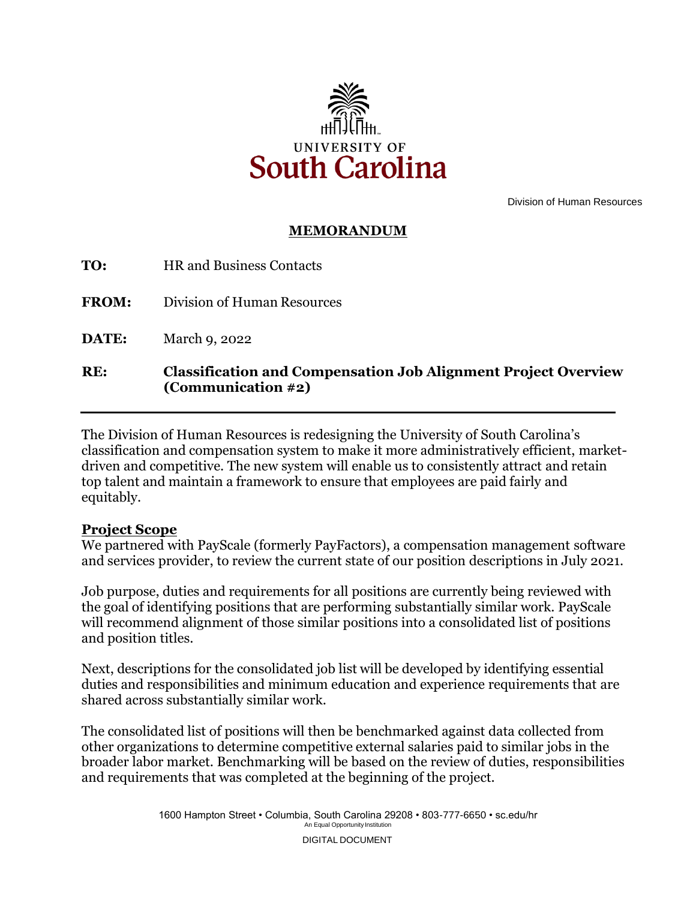UNIVERSITY OF
South Carolina

Division of Human Resources

# MEMORANDUM

**TO:** HR and Business Contacts

**FROM:** Division of Human Resources

**DATE:** March 9, 2022

**RE:** **Classification and Compensation Job Alignment Project Overview (Communication #2)**

---

The Division of Human Resources is redesigning the University of South Carolina's classification and compensation system to make it more administratively efficient, market-driven and competitive. The new system will enable us to consistently attract and retain top talent and maintain a framework to ensure that employees are paid fairly and equitably.

## Project Scope

We partnered with PayScale (formerly PayFactors), a compensation management software and services provider, to review the current state of our position descriptions in July 2021.

Job purpose, duties and requirements for all positions are currently being reviewed with the goal of identifying positions that are performing substantially similar work. PayScale will recommend alignment of those similar positions into a consolidated list of positions and position titles.

Next, descriptions for the consolidated job list will be developed by identifying essential duties and responsibilities and minimum education and experience requirements that are shared across substantially similar work.

The consolidated list of positions will then be benchmarked against data collected from other organizations to determine competitive external salaries paid to similar jobs in the broader labor market. Benchmarking will be based on the review of duties, responsibilities and requirements that was completed at the beginning of the project.

1600 Hampton Street • Columbia, South Carolina 29208 • 803-777-6650 • sc.edu/hr
An Equal Opportunity Institution

DIGITAL DOCUMENT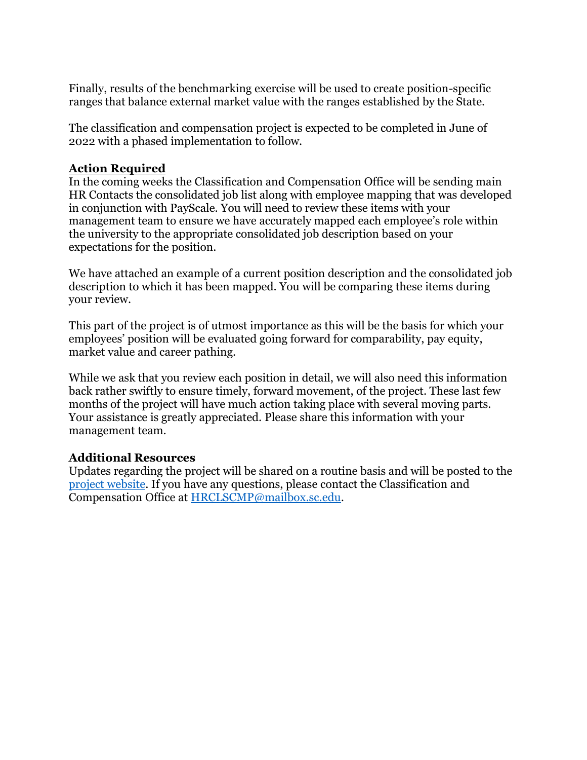Finally, results of the benchmarking exercise will be used to create position-specific ranges that balance external market value with the ranges established by the State.

The classification and compensation project is expected to be completed in June of 2022 with a phased implementation to follow.

## Action Required

In the coming weeks the Classification and Compensation Office will be sending main HR Contacts the consolidated job list along with employee mapping that was developed in conjunction with PayScale. You will need to review these items with your management team to ensure we have accurately mapped each employee's role within the university to the appropriate consolidated job description based on your expectations for the position.

We have attached an example of a current position description and the consolidated job description to which it has been mapped. You will be comparing these items during your review.

This part of the project is of utmost importance as this will be the basis for which your employees' position will be evaluated going forward for comparability, pay equity, market value and career pathing.

While we ask that you review each position in detail, we will also need this information back rather swiftly to ensure timely, forward movement, of the project. These last few months of the project will have much action taking place with several moving parts. Your assistance is greatly appreciated. Please share this information with your management team.

## Additional Resources

Updates regarding the project will be shared on a routine basis and will be posted to the project website. If you have any questions, please contact the Classification and Compensation Office at HRCLSCMP@mailbox.sc.edu.